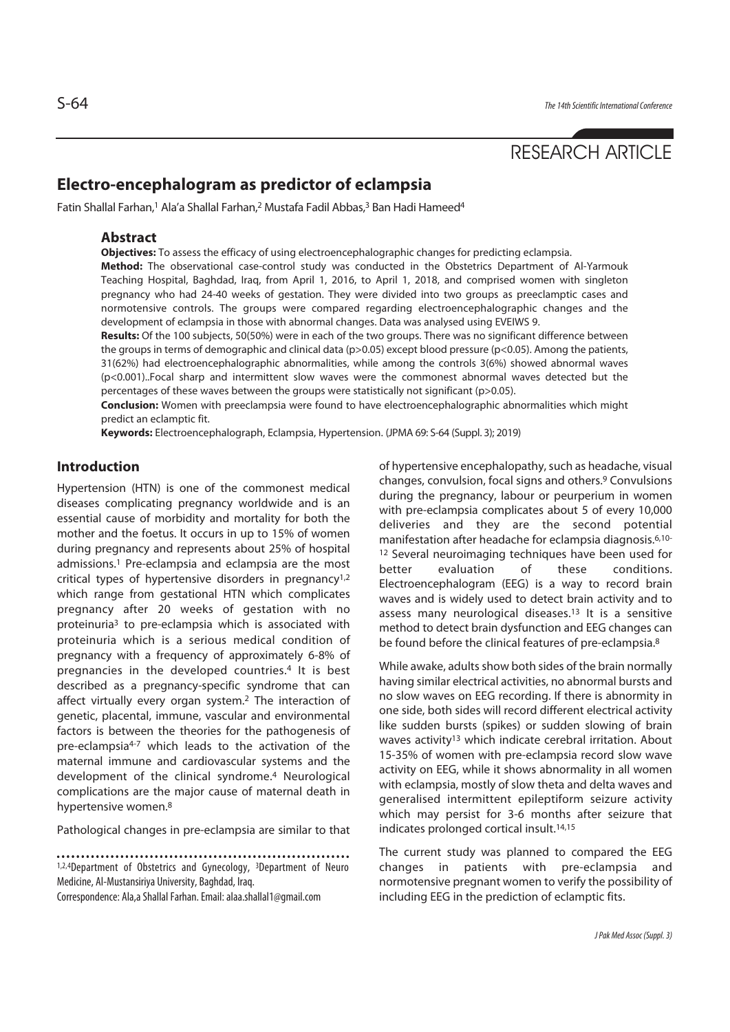RESEARCH ARTICLE

# Electro-encephalogram as predictor of eclampsia

Fatin Shallal Farhan,[1] Ala'a Shallal Farhan,[2] Mustafa Fadil Abbas,[3] Ban Hadi Hameed[4]

## Abstract

**Objectives:** To assess the efficacy of using electroencephalographic changes for predicting eclampsia.

**Method:** The observational case-control study was conducted in the Obstetrics Department of Al-Yarmouk Teaching Hospital, Baghdad, Iraq, from April 1, 2016, to April 1, 2018, and comprised women with singleton pregnancy who had 24-40 weeks of gestation. They were divided into two groups as preeclamptic cases and normotensive controls. The groups were compared regarding electroencephalographic changes and the development of eclampsia in those with abnormal changes. Data was analysed using EVEIWS 9.

**Results:** Of the 100 subjects, 50(50%) were in each of the two groups. There was no significant difference between the groups in terms of demographic and clinical data ($p>0.05$) except blood pressure ($p<0.05$). Among the patients, 31(62%) had electroencephalographic abnormalities, while among the controls 3(6%) showed abnormal waves ($p<0.001$)..Focal sharp and intermittent slow waves were the commonest abnormal waves detected but the percentages of these waves between the groups were statistically not significant ($p>0.05$).

**Conclusion:** Women with preeclampsia were found to have electroencephalographic abnormalities which might predict an eclamptic fit.

**Keywords:** Electroencephalograph, Eclampsia, Hypertension. (JPMA 69: S-64 (Suppl. 3); 2019)

## Introduction

Hypertension (HTN) is one of the commonest medical diseases complicating pregnancy worldwide and is an essential cause of morbidity and mortality for both the mother and the foetus. It occurs in up to 15% of women during pregnancy and represents about 25% of hospital admissions.[1] Pre-eclampsia and eclampsia are the most critical types of hypertensive disorders in pregnancy[1,2] which range from gestational HTN which complicates pregnancy after 20 weeks of gestation with no proteinuria[3] to pre-eclampsia which is associated with proteinuria which is a serious medical condition of pregnancy with a frequency of approximately 6-8% of pregnancies in the developed countries.[4] It is best described as a pregnancy-specific syndrome that can affect virtually every organ system.[2] The interaction of genetic, placental, immune, vascular and environmental factors is between the theories for the pathogenesis of pre-eclampsia[4-7] which leads to the activation of the maternal immune and cardiovascular systems and the development of the clinical syndrome.[4] Neurological complications are the major cause of maternal death in hypertensive women.[8]

Pathological changes in pre-eclampsia are similar to that of hypertensive encephalopathy, such as headache, visual changes, convulsion, focal signs and others.[9] Convulsions during the pregnancy, labour or peurperium in women with pre-eclampsia complicates about 5 of every 10,000 deliveries and they are the second potential manifestation after headache for eclampsia diagnosis.[6,10-12] Several neuroimaging techniques have been used for better evaluation of these conditions. Electroencephalogram (EEG) is a way to record brain waves and is widely used to detect brain activity and to assess many neurological diseases.[13] It is a sensitive method to detect brain dysfunction and EEG changes can be found before the clinical features of pre-eclampsia.[8]

While awake, adults show both sides of the brain normally having similar electrical activities, no abnormal bursts and no slow waves on EEG recording. If there is abnormity in one side, both sides will record different electrical activity like sudden bursts (spikes) or sudden slowing of brain waves activity[13] which indicate cerebral irritation. About 15-35% of women with pre-eclampsia record slow wave activity on EEG, while it shows abnormality in all women with eclampsia, mostly of slow theta and delta waves and generalised intermittent epileptiform seizure activity which may persist for 3-6 months after seizure that indicates prolonged cortical insult.[14,15]

The current study was planned to compared the EEG changes in patients with pre-eclampsia and normotensive pregnant women to verify the possibility of including EEG in the prediction of eclamptic fits.

[1,2,4]Department of Obstetrics and Gynecology, [3]Department of Neuro Medicine, Al-Mustansiriya University, Baghdad, Iraq.

Correspondence: Ala,a Shallal Farhan. Email: alaa.shallal1@gmail.com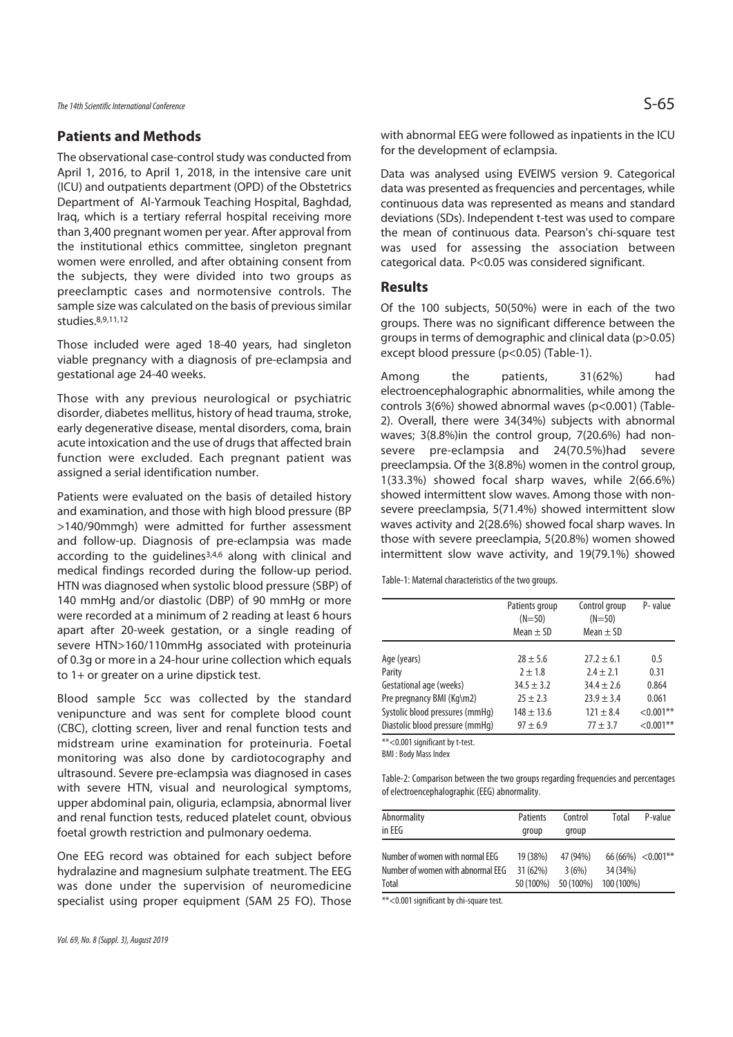## Patients and Methods

The observational case-control study was conducted from April 1, 2016, to April 1, 2018, in the intensive care unit (ICU) and outpatients department (OPD) of the Obstetrics Department of Al-Yarmouk Teaching Hospital, Baghdad, Iraq, which is a tertiary referral hospital receiving more than 3,400 pregnant women per year. After approval from the institutional ethics committee, singleton pregnant women were enrolled, and after obtaining consent from the subjects, they were divided into two groups as preeclamptic cases and normotensive controls. The sample size was calculated on the basis of previous similar studies.[8,9,11,12]

Those included were aged 18-40 years, had singleton viable pregnancy with a diagnosis of pre-eclampsia and gestational age 24-40 weeks.

Those with any previous neurological or psychiatric disorder, diabetes mellitus, history of head trauma, stroke, early degenerative disease, mental disorders, coma, brain acute intoxication and the use of drugs that affected brain function were excluded. Each pregnant patient was assigned a serial identification number.

Patients were evaluated on the basis of detailed history and examination, and those with high blood pressure (BP >140/90mmgh) were admitted for further assessment and follow-up. Diagnosis of pre-eclampsia was made according to the guidelines[3,4,6] along with clinical and medical findings recorded during the follow-up period. HTN was diagnosed when systolic blood pressure (SBP) of 140 mmHg and/or diastolic (DBP) of 90 mmHg or more were recorded at a minimum of 2 reading at least 6 hours apart after 20-week gestation, or a single reading of severe HTN>160/110mmHg associated with proteinuria of 0.3g or more in a 24-hour urine collection which equals to 1+ or greater on a urine dipstick test.

Blood sample 5cc was collected by the standard venipuncture and was sent for complete blood count (CBC), clotting screen, liver and renal function tests and midstream urine examination for proteinuria. Foetal monitoring was also done by cardiotocography and ultrasound. Severe pre-eclampsia was diagnosed in cases with severe HTN, visual and neurological symptoms, upper abdominal pain, oliguria, eclampsia, abnormal liver and renal function tests, reduced platelet count, obvious foetal growth restriction and pulmonary oedema.

One EEG record was obtained for each subject before hydralazine and magnesium sulphate treatment. The EEG was done under the supervision of neuromedicine specialist using proper equipment (SAM 25 FO). Those with abnormal EEG were followed as inpatients in the ICU for the development of eclampsia.

Data was analysed using EVEIWS version 9. Categorical data was presented as frequencies and percentages, while continuous data was represented as means and standard deviations (SDs). Independent t-test was used to compare the mean of continuous data. Pearson's chi-square test was used for assessing the association between categorical data. P<0.05 was considered significant.

## Results

Of the 100 subjects, 50(50%) were in each of the two groups. There was no significant difference between the groups in terms of demographic and clinical data (p>0.05) except blood pressure (p<0.05) (Table-1).

Among the patients, 31(62%) had electroencephalographic abnormalities, while among the controls 3(6%) showed abnormal waves (p<0.001) (Table-2). Overall, there were 34(34%) subjects with abnormal waves; 3(8.8%)in the control group, 7(20.6%) had non-severe pre-eclampsia and 24(70.5%)had severe preeclampsia. Of the 3(8.8%) women in the control group, 1(33.3%) showed focal sharp waves, while 2(66.6%) showed intermittent slow waves. Among those with non-severe preeclampsia, 5(71.4%) showed intermittent slow waves activity and 2(28.6%) showed focal sharp waves. In those with severe preeclampia, 5(20.8%) women showed intermittent slow wave activity, and 19(79.1%) showed

Table-1: Maternal characteristics of the two groups.

| | Patients group (N=50) Mean ± SD | Control group (N=50) Mean ± SD | P- value |
|---|---|---|---|
| Age (years) | 28 ± 5.6 | 27.2 ± 6.1 | 0.5 |
| Parity | 2 ± 1.8 | 2.4 ± 2.1 | 0.31 |
| Gestational age (weeks) | 34.5 ± 3.2 | 34.4 ± 2.6 | 0.864 |
| Pre pregnancy BMI (Kg\m2) | 25 ± 2.3 | 23.9 ± 3.4 | 0.061 |
| Systolic blood pressures (mmHg) | 148 ± 13.6 | 121 ± 8.4 | <0.001** |
| Diastolic blood pressure (mmHg) | 97 ± 6.9 | 77 ± 3.7 | <0.001** |

**<0.001 significant by t-test.

BMI : Body Mass Index

Table-2: Comparison between the two groups regarding frequencies and percentages of electroencephalographic (EEG) abnormality.

| Abnormality in EEG | Patients group | Control group | Total | P-value |
|---|---|---|---|---|
| Number of women with normal EEG | 19 (38%) | 47 (94%) | 66 (66%) | <0.001** |
| Number of women with abnormal EEG | 31 (62%) | 3 (6%) | 34 (34%) | |
| Total | 50 (100%) | 50 (100%) | 100 (100%) | |

**<0.001 significant by chi-square test.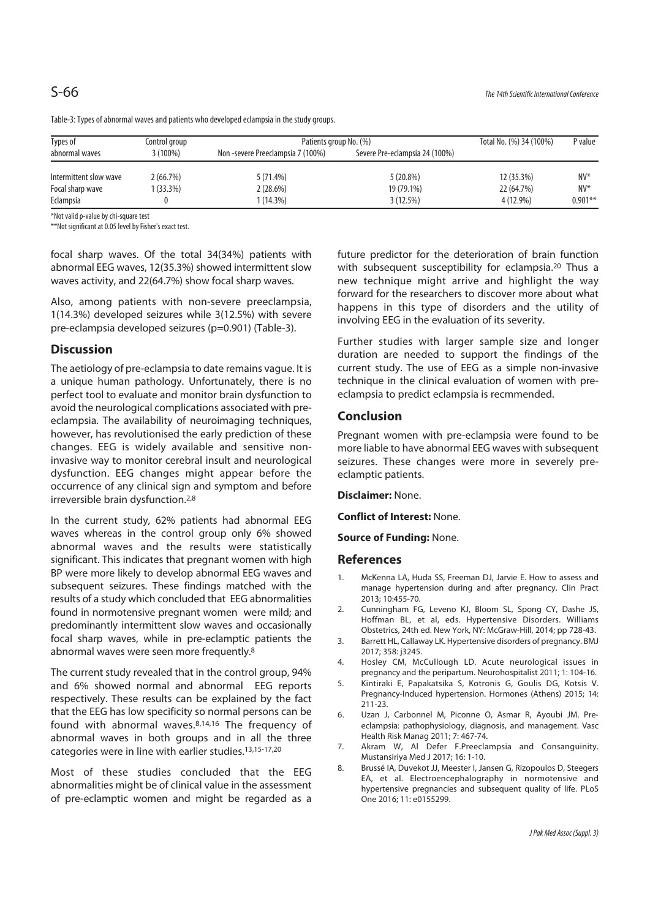Table-3: Types of abnormal waves and patients who developed eclampsia in the study groups.

| Types of abnormal waves | Control group 3 (100%) | Patients group No. (%) | | Total No. (%) 34 (100%) | P value |
|---|---|---|---|---|---|
| | | Non -severe Preeclampsia 7 (100%) | Severe Pre-eclampsia 24 (100%) | | |
| Intermittent slow wave | 2 (66.7%) | 5 (71.4%) | 5 (20.8%) | 12 (35.3%) | NV* |
| Focal sharp wave | 1 (33.3%) | 2 (28.6%) | 19 (79.1%) | 22 (64.7%) | NV* |
| Eclampsia | 0 | 1 (14.3%) | 3 (12.5%) | 4 (12.9%) | 0.901** |

*Not valid p-value by chi-square test

**Not significant at 0.05 level by Fisher's exact test.

focal sharp waves. Of the total 34(34%) patients with abnormal EEG waves, 12(35.3%) showed intermittent slow waves activity, and 22(64.7%) show focal sharp waves.

Also, among patients with non-severe preeclampsia, 1(14.3%) developed seizures while 3(12.5%) with severe pre-eclampsia developed seizures (p=0.901) (Table-3).

## Discussion

The aetiology of pre-eclampsia to date remains vague. It is a unique human pathology. Unfortunately, there is no perfect tool to evaluate and monitor brain dysfunction to avoid the neurological complications associated with pre-eclampsia. The availability of neuroimaging techniques, however, has revolutionised the early prediction of these changes. EEG is widely available and sensitive non-invasive way to monitor cerebral insult and neurological dysfunction. EEG changes might appear before the occurrence of any clinical sign and symptom and before irreversible brain dysfunction.[2,8]

In the current study, 62% patients had abnormal EEG waves whereas in the control group only 6% showed abnormal waves and the results were statistically significant. This indicates that pregnant women with high BP were more likely to develop abnormal EEG waves and subsequent seizures. These findings matched with the results of a study which concluded that EEG abnormalities found in normotensive pregnant women were mild; and predominantly intermittent slow waves and occasionally focal sharp waves, while in pre-eclamptic patients the abnormal waves were seen more frequently.[8]

The current study revealed that in the control group, 94% and 6% showed normal and abnormal EEG reports respectively. These results can be explained by the fact that the EEG has low specificity so normal persons can be found with abnormal waves.[8,14,16] The frequency of abnormal waves in both groups and in all the three categories were in line with earlier studies.[13,15-17,20]

Most of these studies concluded that the EEG abnormalities might be of clinical value in the assessment of pre-eclamptic women and might be regarded as a future predictor for the deterioration of brain function with subsequent susceptibility for eclampsia.[20] Thus a new technique might arrive and highlight the way forward for the researchers to discover more about what happens in this type of disorders and the utility of involving EEG in the evaluation of its severity.

Further studies with larger sample size and longer duration are needed to support the findings of the current study. The use of EEG as a simple non-invasive technique in the clinical evaluation of women with pre-eclampsia to predict eclampsia is recmmended.

## Conclusion

Pregnant women with pre-eclampsia were found to be more liable to have abnormal EEG waves with subsequent seizures. These changes were more in severely pre-eclamptic patients.

**Disclaimer:** None.

**Conflict of Interest:** None.

**Source of Funding:** None.

## References

1. McKenna LA, Huda SS, Freeman DJ, Jarvie E. How to assess and manage hypertension during and after pregnancy. Clin Pract 2013; 10:455-70.
2. Cunningham FG, Leveno KJ, Bloom SL, Spong CY, Dashe JS, Hoffman BL, et al, eds. Hypertensive Disorders. Williams Obstetrics, 24th ed. New York, NY: McGraw-Hill, 2014; pp 728-43.
3. Barrett HL, Callaway LK. Hypertensive disorders of pregnancy. BMJ 2017; 358: j3245.
4. Hosley CM, McCullough LD. Acute neurological issues in pregnancy and the peripartum. Neurohospitalist 2011; 1: 104-16.
5. Kintiraki E, Papakatsika S, Kotronis G, Goulis DG, Kotsis V. Pregnancy-Induced hypertension. Hormones (Athens) 2015; 14: 211-23.
6. Uzan J, Carbonnel M, Piconne O, Asmar R, Ayoubi JM. Pre-eclampsia: pathophysiology, diagnosis, and management. Vasc Health Risk Manag 2011; 7: 467-74.
7. Akram W, Al Defer F.Preeclampsia and Consanguinity. Mustansiriya Med J 2017; 16: 1-10.
8. Brussé IA, Duvekot JJ, Meester I, Jansen G, Rizopoulos D, Steegers EA, et al. Electroencephalography in normotensive and hypertensive pregnancies and subsequent quality of life. PLoS One 2016; 11: e0155299.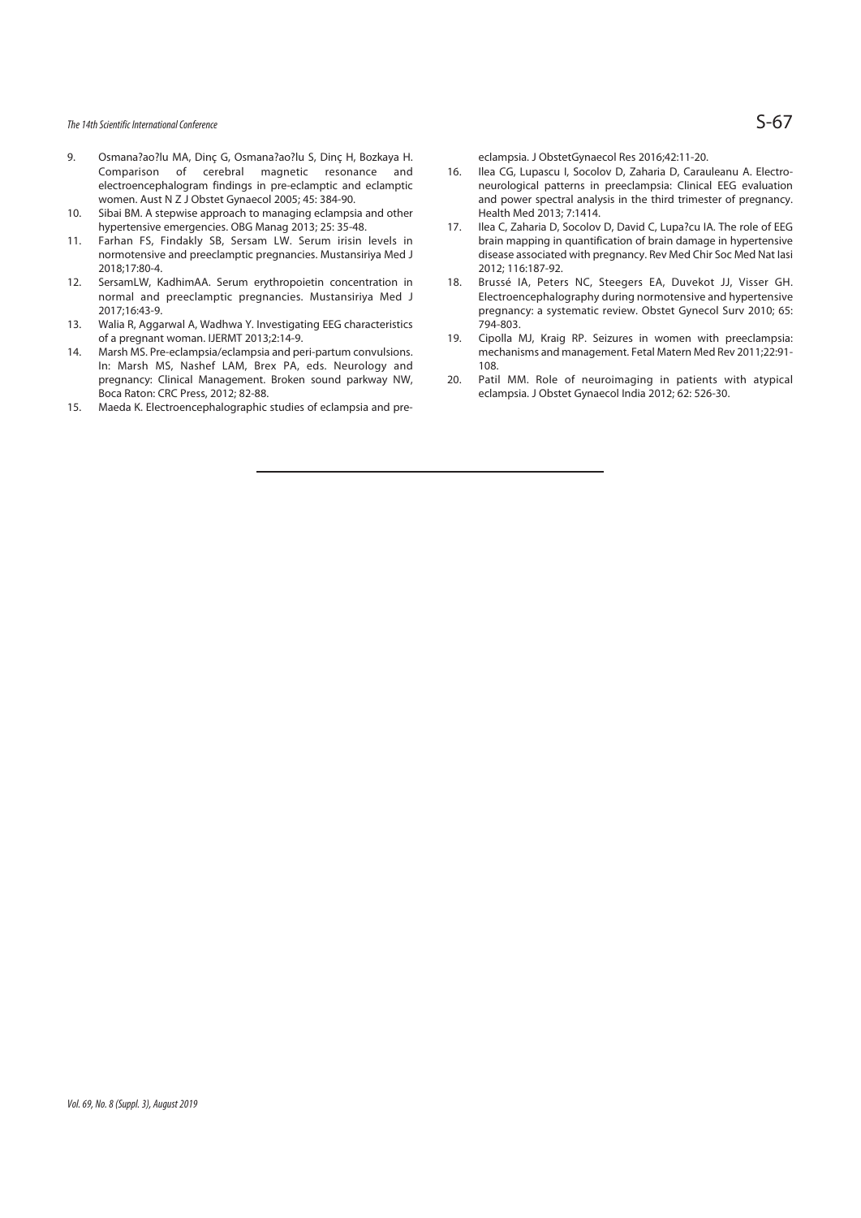9. Osmana?ao?lu MA, Dinç G, Osmana?ao?lu S, Dinç H, Bozkaya H. Comparison of cerebral magnetic resonance and electroencephalogram findings in pre-eclamptic and eclamptic women. Aust N Z J Obstet Gynaecol 2005; 45: 384-90.
10. Sibai BM. A stepwise approach to managing eclampsia and other hypertensive emergencies. OBG Manag 2013; 25: 35-48.
11. Farhan FS, Findakly SB, Sersam LW. Serum irisin levels in normotensive and preeclamptic pregnancies. Mustansiriya Med J 2018;17:80-4.
12. SersamLW, KadhimAA. Serum erythropoietin concentration in normal and preeclamptic pregnancies. Mustansiriya Med J 2017;16:43-9.
13. Walia R, Aggarwal A, Wadhwa Y. Investigating EEG characteristics of a pregnant woman. IJERMT 2013;2:14-9.
14. Marsh MS. Pre-eclampsia/eclampsia and peri-partum convulsions. In: Marsh MS, Nashef LAM, Brex PA, eds. Neurology and pregnancy: Clinical Management. Broken sound parkway NW, Boca Raton: CRC Press, 2012; 82-88.
15. Maeda K. Electroencephalographic studies of eclampsia and pre-eclampsia. J ObstetGynaecol Res 2016;42:11-20.
16. Ilea CG, Lupascu I, Socolov D, Zaharia D, Carauleanu A. Electro-neurological patterns in preeclampsia: Clinical EEG evaluation and power spectral analysis in the third trimester of pregnancy. Health Med 2013; 7:1414.
17. Ilea C, Zaharia D, Socolov D, David C, Lupa?cu IA. The role of EEG brain mapping in quantification of brain damage in hypertensive disease associated with pregnancy. Rev Med Chir Soc Med Nat Iasi 2012; 116:187-92.
18. Brussé IA, Peters NC, Steegers EA, Duvekot JJ, Visser GH. Electroencephalography during normotensive and hypertensive pregnancy: a systematic review. Obstet Gynecol Surv 2010; 65: 794-803.
19. Cipolla MJ, Kraig RP. Seizures in women with preeclampsia: mechanisms and management. Fetal Matern Med Rev 2011;22:91-108.
20. Patil MM. Role of neuroimaging in patients with atypical eclampsia. J Obstet Gynaecol India 2012; 62: 526-30.